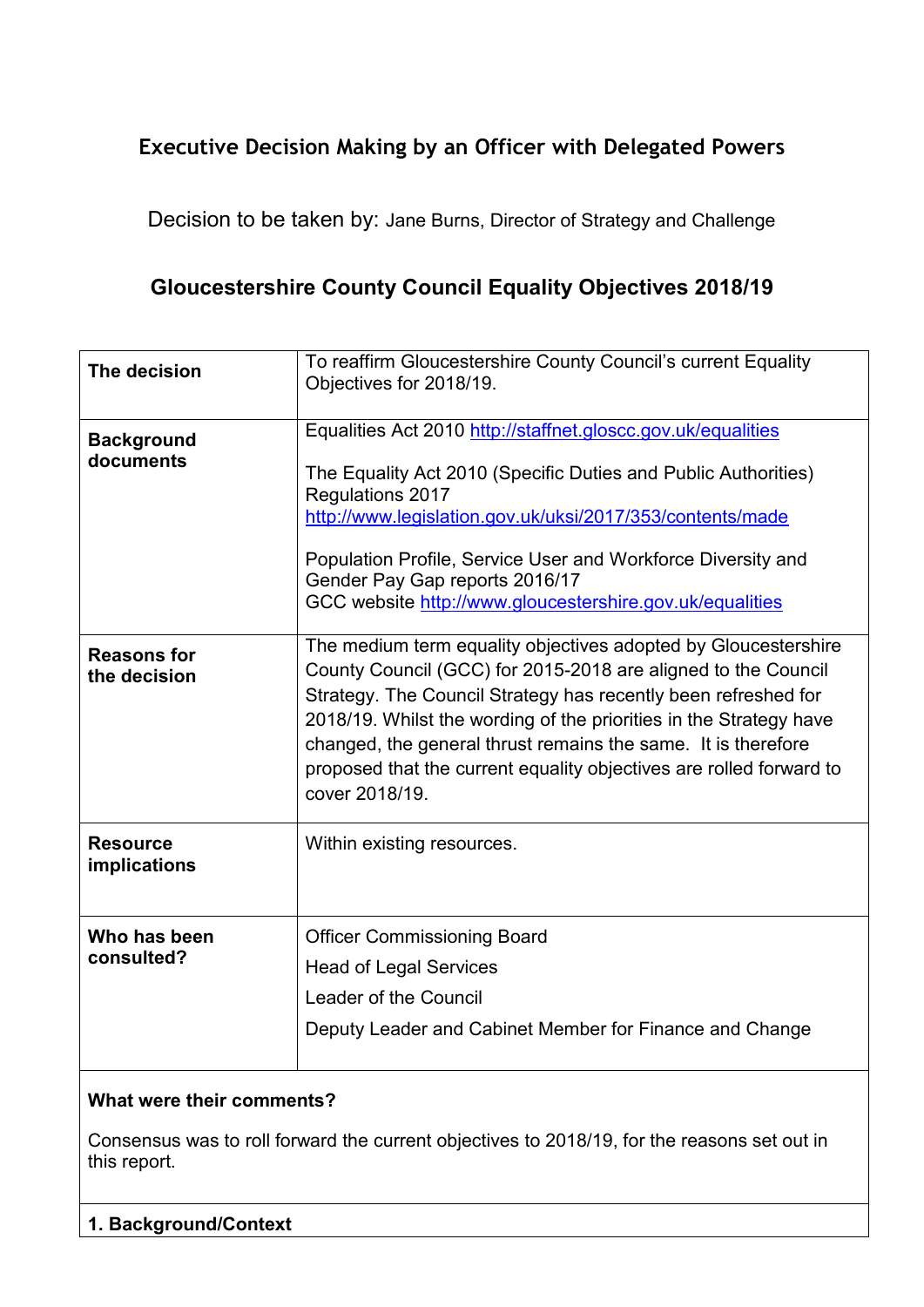# Executive Decision Making by an Officer with Delegated Powers

Decision to be taken by: Jane Burns, Director of Strategy and Challenge

## Gloucestershire County Council Equality Objectives 2018/19

| | |
|---|---|
| **The decision** | To reaffirm Gloucestershire County Council's current Equality Objectives for 2018/19. |
| **Background documents** | Equalities Act 2010 http://staffnet.gloscc.gov.uk/equalities<br><br>The Equality Act 2010 (Specific Duties and Public Authorities) Regulations 2017 http://www.legislation.gov.uk/uksi/2017/353/contents/made<br><br>Population Profile, Service User and Workforce Diversity and Gender Pay Gap reports 2016/17<br>GCC website http://www.gloucestershire.gov.uk/equalities |
| **Reasons for the decision** | The medium term equality objectives adopted by Gloucestershire County Council (GCC) for 2015-2018 are aligned to the Council Strategy. The Council Strategy has recently been refreshed for 2018/19. Whilst the wording of the priorities in the Strategy have changed, the general thrust remains the same. It is therefore proposed that the current equality objectives are rolled forward to cover 2018/19. |
| **Resource implications** | Within existing resources. |
| **Who has been consulted?** | Officer Commissioning Board<br>Head of Legal Services<br>Leader of the Council<br>Deputy Leader and Cabinet Member for Finance and Change |

**What were their comments?**

Consensus was to roll forward the current objectives to 2018/19, for the reasons set out in this report.

**1. Background/Context**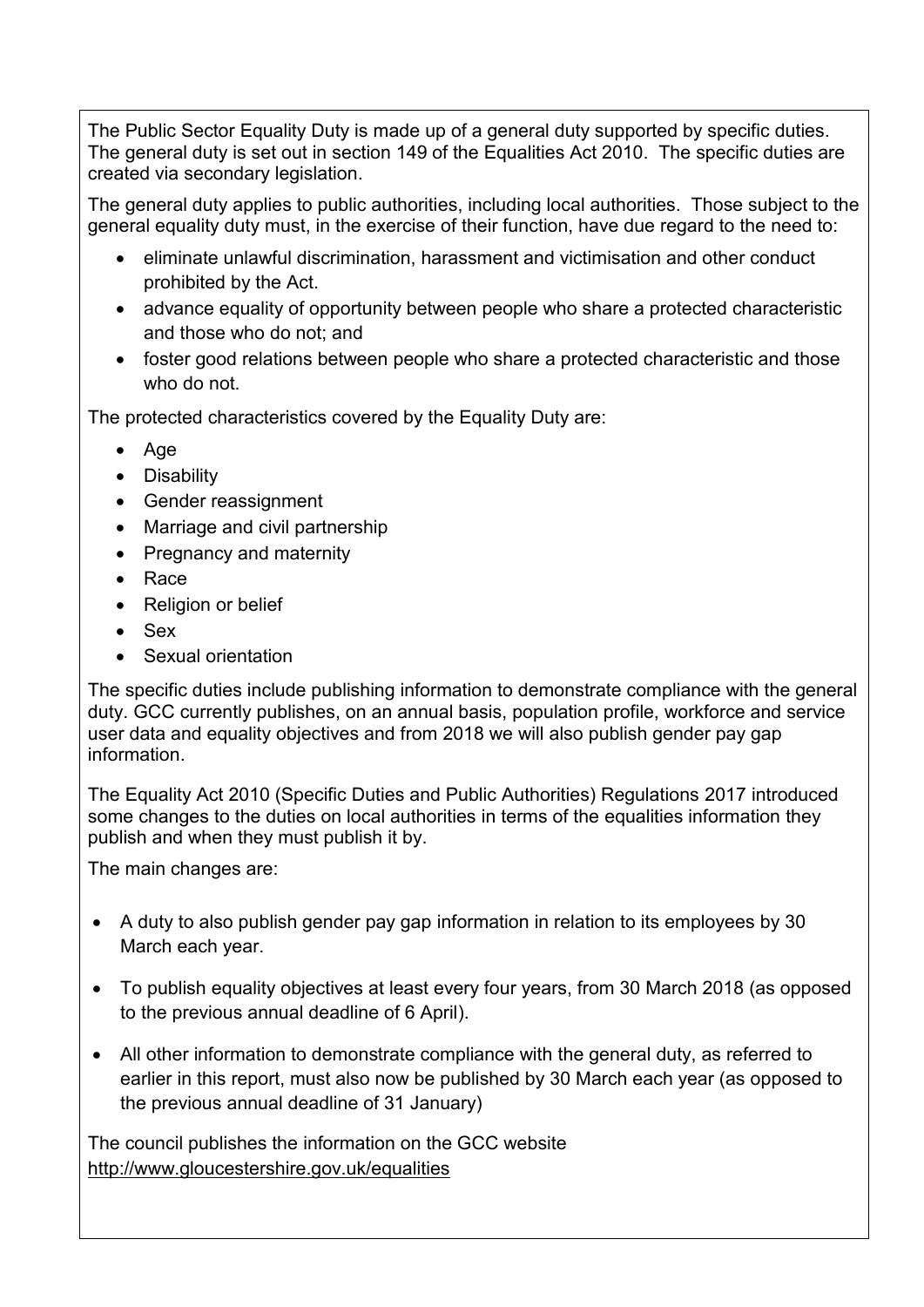The Public Sector Equality Duty is made up of a general duty supported by specific duties. The general duty is set out in section 149 of the Equalities Act 2010. The specific duties are created via secondary legislation.

The general duty applies to public authorities, including local authorities. Those subject to the general equality duty must, in the exercise of their function, have due regard to the need to:

- eliminate unlawful discrimination, harassment and victimisation and other conduct prohibited by the Act.
- advance equality of opportunity between people who share a protected characteristic and those who do not; and
- foster good relations between people who share a protected characteristic and those who do not.

The protected characteristics covered by the Equality Duty are:

- Age
- Disability
- Gender reassignment
- Marriage and civil partnership
- Pregnancy and maternity
- Race
- Religion or belief
- Sex
- Sexual orientation

The specific duties include publishing information to demonstrate compliance with the general duty. GCC currently publishes, on an annual basis, population profile, workforce and service user data and equality objectives and from 2018 we will also publish gender pay gap information.

The Equality Act 2010 (Specific Duties and Public Authorities) Regulations 2017 introduced some changes to the duties on local authorities in terms of the equalities information they publish and when they must publish it by.

The main changes are:

- A duty to also publish gender pay gap information in relation to its employees by 30 March each year.
- To publish equality objectives at least every four years, from 30 March 2018 (as opposed to the previous annual deadline of 6 April).
- All other information to demonstrate compliance with the general duty, as referred to earlier in this report, must also now be published by 30 March each year (as opposed to the previous annual deadline of 31 January)

The council publishes the information on the GCC website
http://www.gloucestershire.gov.uk/equalities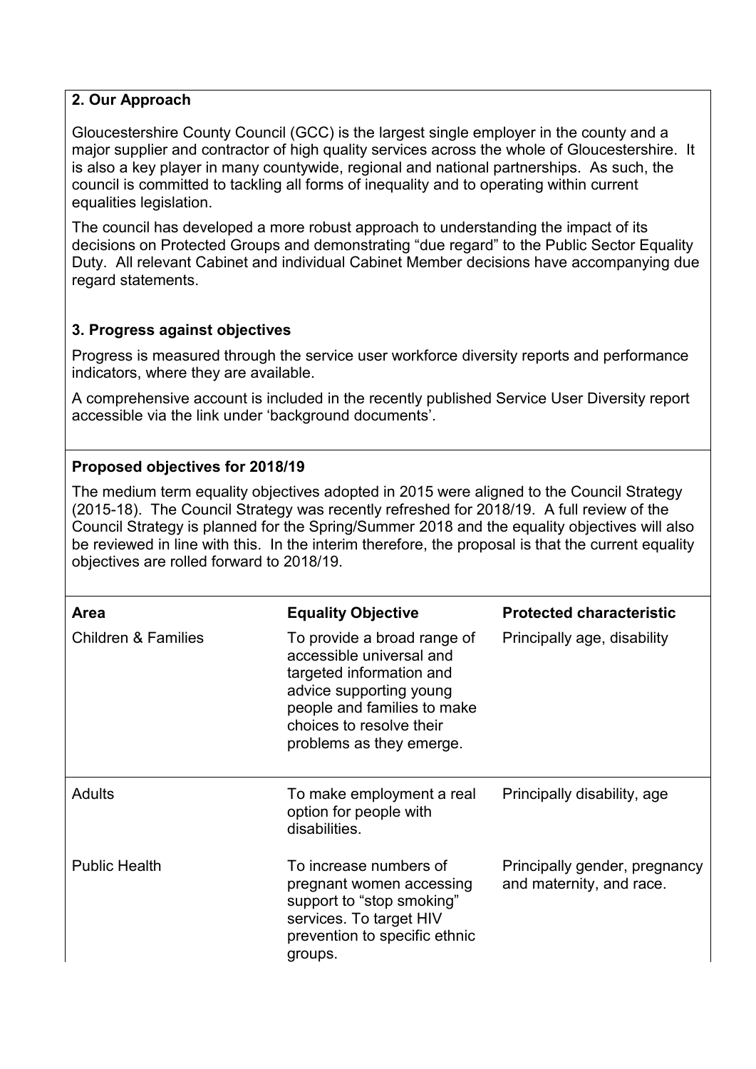**2. Our Approach**

Gloucestershire County Council (GCC) is the largest single employer in the county and a major supplier and contractor of high quality services across the whole of Gloucestershire. It is also a key player in many countywide, regional and national partnerships. As such, the council is committed to tackling all forms of inequality and to operating within current equalities legislation.

The council has developed a more robust approach to understanding the impact of its decisions on Protected Groups and demonstrating "due regard" to the Public Sector Equality Duty. All relevant Cabinet and individual Cabinet Member decisions have accompanying due regard statements.

**3. Progress against objectives**

Progress is measured through the service user workforce diversity reports and performance indicators, where they are available.

A comprehensive account is included in the recently published Service User Diversity report accessible via the link under 'background documents'.

**Proposed objectives for 2018/19**

The medium term equality objectives adopted in 2015 were aligned to the Council Strategy (2015-18). The Council Strategy was recently refreshed for 2018/19. A full review of the Council Strategy is planned for the Spring/Summer 2018 and the equality objectives will also be reviewed in line with this. In the interim therefore, the proposal is that the current equality objectives are rolled forward to 2018/19.

| Area | Equality Objective | Protected characteristic |
|---|---|---|
| Children & Families | To provide a broad range of accessible universal and targeted information and advice supporting young people and families to make choices to resolve their problems as they emerge. | Principally age, disability |
| Adults | To make employment a real option for people with disabilities. | Principally disability, age |
| Public Health | To increase numbers of pregnant women accessing support to "stop smoking" services. To target HIV prevention to specific ethnic groups. | Principally gender, pregnancy and maternity, and race. |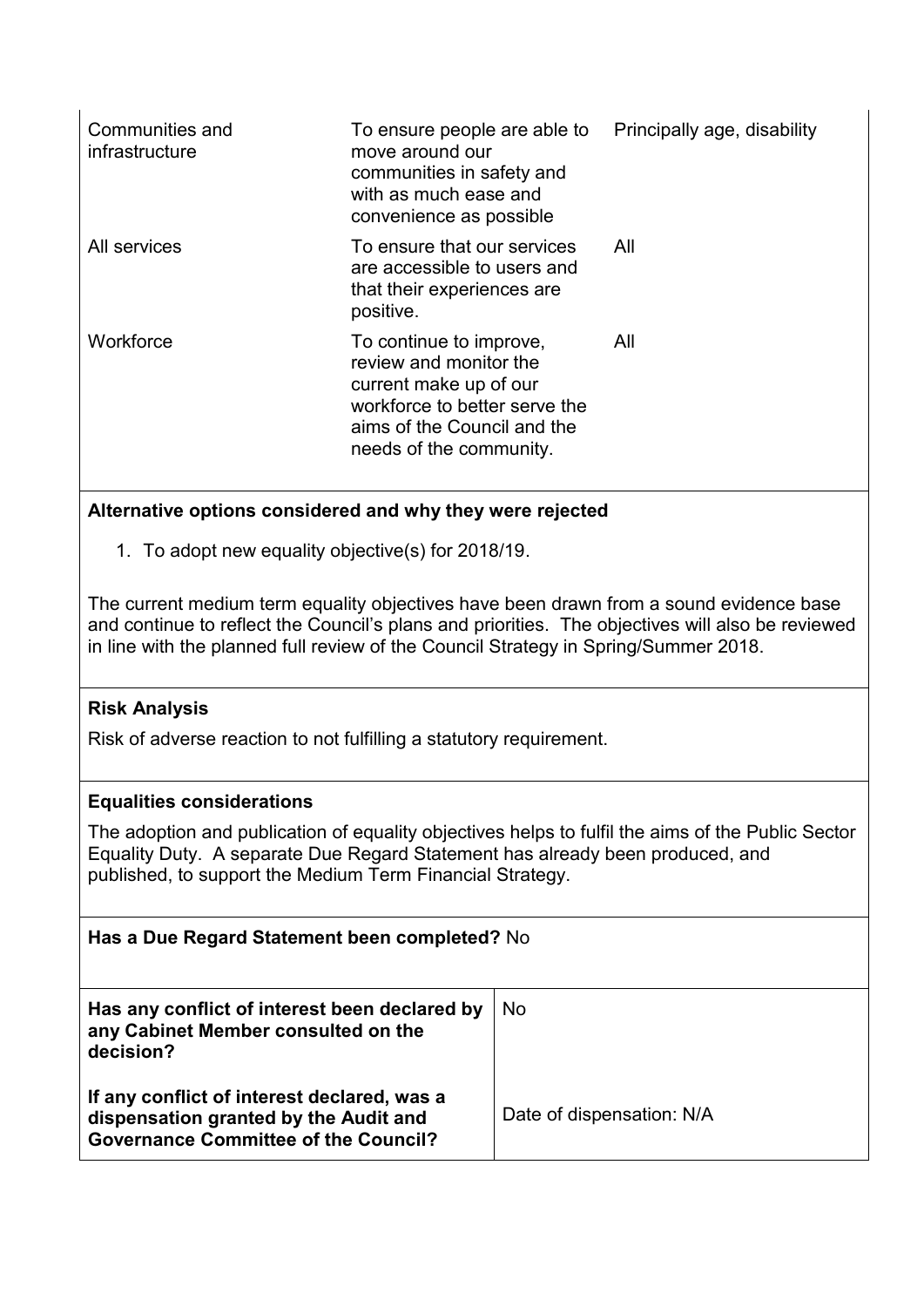| | | |
|---|---|---|
| Communities and infrastructure | To ensure people are able to move around our communities in safety and with as much ease and convenience as possible | Principally age, disability |
| All services | To ensure that our services are accessible to users and that their experiences are positive. | All |
| Workforce | To continue to improve, review and monitor the current make up of our workforce to better serve the aims of the Council and the needs of the community. | All |

**Alternative options considered and why they were rejected**

1. To adopt new equality objective(s) for 2018/19.

The current medium term equality objectives have been drawn from a sound evidence base and continue to reflect the Council's plans and priorities. The objectives will also be reviewed in line with the planned full review of the Council Strategy in Spring/Summer 2018.

**Risk Analysis**

Risk of adverse reaction to not fulfilling a statutory requirement.

**Equalities considerations**

The adoption and publication of equality objectives helps to fulfil the aims of the Public Sector Equality Duty. A separate Due Regard Statement has already been produced, and published, to support the Medium Term Financial Strategy.

**Has a Due Regard Statement been completed?** No

| | |
|---|---|
| **Has any conflict of interest been declared by any Cabinet Member consulted on the decision?** | No |
| **If any conflict of interest declared, was a dispensation granted by the Audit and Governance Committee of the Council?** | Date of dispensation: N/A |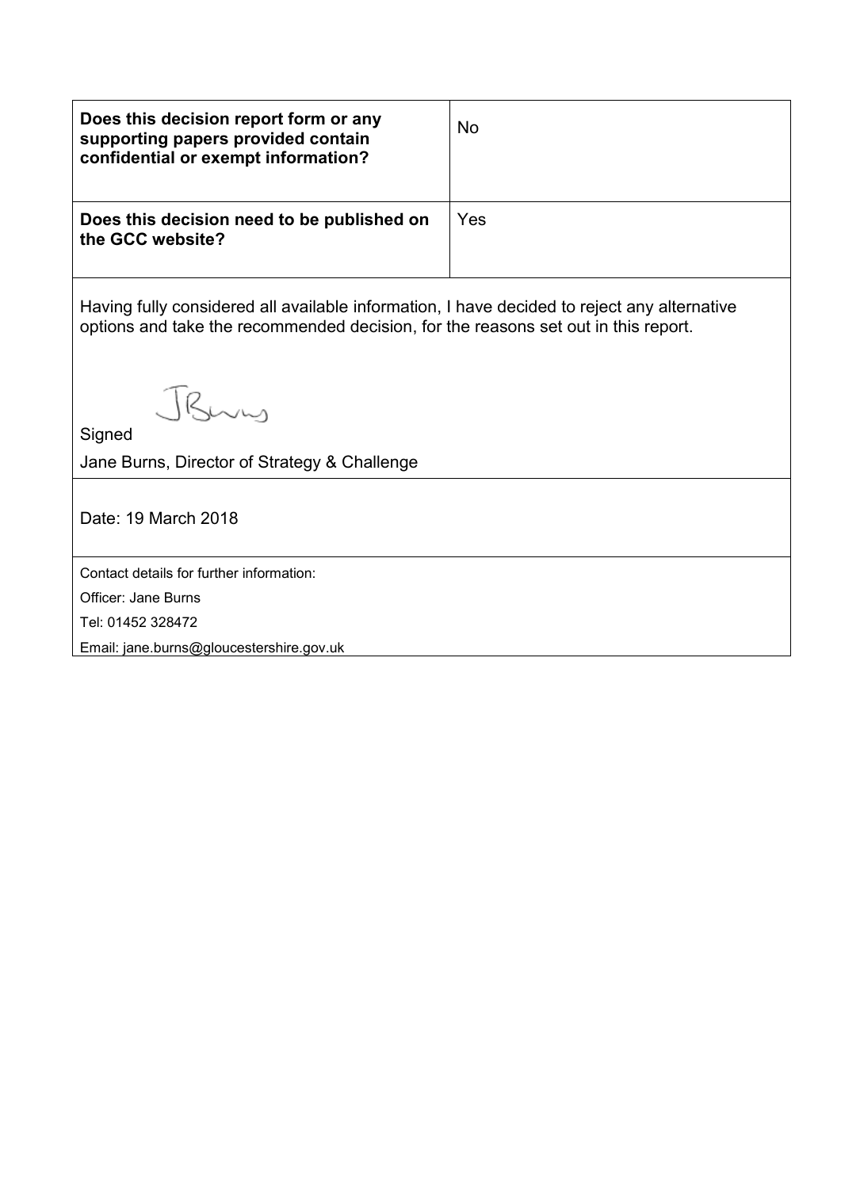| | |
|---|---|
| **Does this decision report form or any supporting papers provided contain confidential or exempt information?** | No |
| **Does this decision need to be published on the GCC website?** | Yes |

Having fully considered all available information, I have decided to reject any alternative options and take the recommended decision, for the reasons set out in this report.

Signed

Jane Burns, Director of Strategy & Challenge

Date: 19 March 2018

Contact details for further information:

Officer: Jane Burns

Tel: 01452 328472

Email: jane.burns@gloucestershire.gov.uk